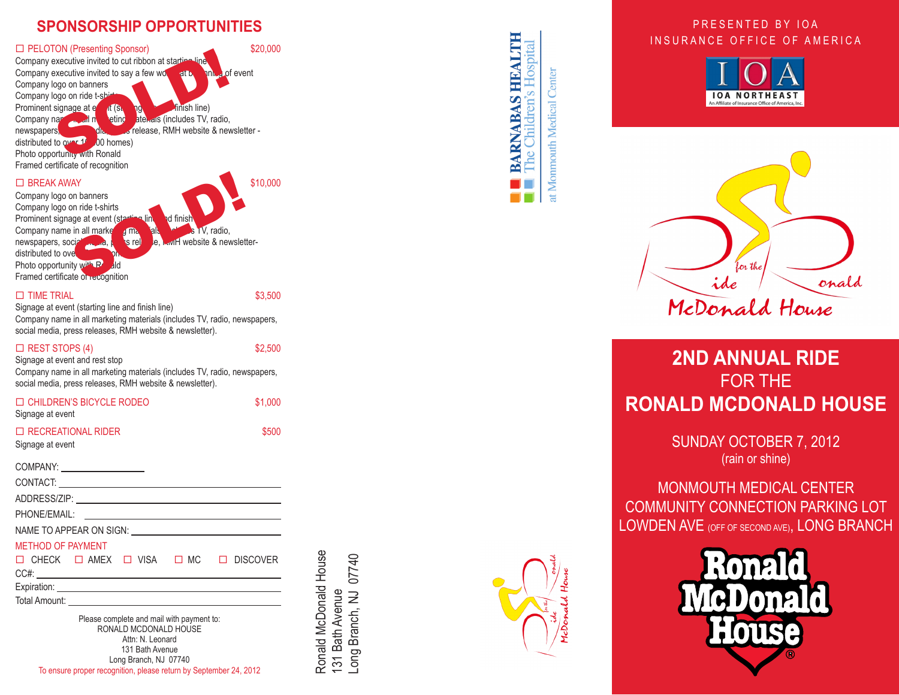## SPONSORSHIP OPPORTUNITIES

☐ PELOTON (Presenting Sponsor) $20,000

**SOLD!**

Company executive invited to cut ribbon at starting line
Company executive invited to say a few words at beginning of event
Company logo on banners
Company logo on ride t-shirts
Prominent signage at event (starting line and finish line)
Company name in all marketing materials (includes TV, radio, newspapers, social media, press release, RMH website & newsletter - distributed to over 10,000 homes)
Photo opportunity with Ronald
Framed certificate of recognition

☐ BREAK AWAY $10,000

**SOLD!**

Company logo on banners
Company logo on ride t-shirts
Prominent signage at event (starting line and finish line)
Company name in all marketing materials (includes TV, radio, newspapers, social media, press release, RMH website & newsletter- distributed to over 10,000 homes)
Photo opportunity with Ronald
Framed certificate of recognition

☐ TIME TRIAL $3,500
Signage at event (starting line and finish line)
Company name in all marketing materials (includes TV, radio, newspapers, social media, press releases, RMH website & newsletter).

☐ REST STOPS (4) $2,500
Signage at event and rest stop
Company name in all marketing materials (includes TV, radio, newspapers, social media, press releases, RMH website & newsletter).

☐ CHILDREN'S BICYCLE RODEO $1,000
Signage at event

☐ RECREATIONAL RIDER $500
Signage at event

COMPANY: ____________

CONTACT: ____________

ADDRESS/ZIP: ____________

PHONE/EMAIL: ____________

NAME TO APPEAR ON SIGN: ____________

METHOD OF PAYMENT

☐ CHECK ☐ AMEX ☐ VISA ☐ MC ☐ DISCOVER

CC#: ____________

Expiration: ____________

Total Amount: ____________

Please complete and mail with payment to:
RONALD MCDONALD HOUSE
Attn: N. Leonard
131 Bath Avenue
Long Branch, NJ 07740

To ensure proper recognition, please return by September 24, 2012

Ronald McDonald House
131 Bath Avenue
Long Branch, NJ 07740

BARNABAS HEALTH
The Children's Hospital
at Monmouth Medical Center

Ride for the Ronald McDonald House

PRESENTED BY IOA
INSURANCE OFFICE OF AMERICA

IOA NORTHEAST
An Affiliate of Insurance Office of America, Inc.

Ride for the Ronald McDonald House

# 2ND ANNUAL RIDE FOR THE RONALD MCDONALD HOUSE

SUNDAY OCTOBER 7, 2012
(rain or shine)

MONMOUTH MEDICAL CENTER
COMMUNITY CONNECTION PARKING LOT
LOWDEN AVE (OFF OF SECOND AVE), LONG BRANCH

Ronald McDonald House®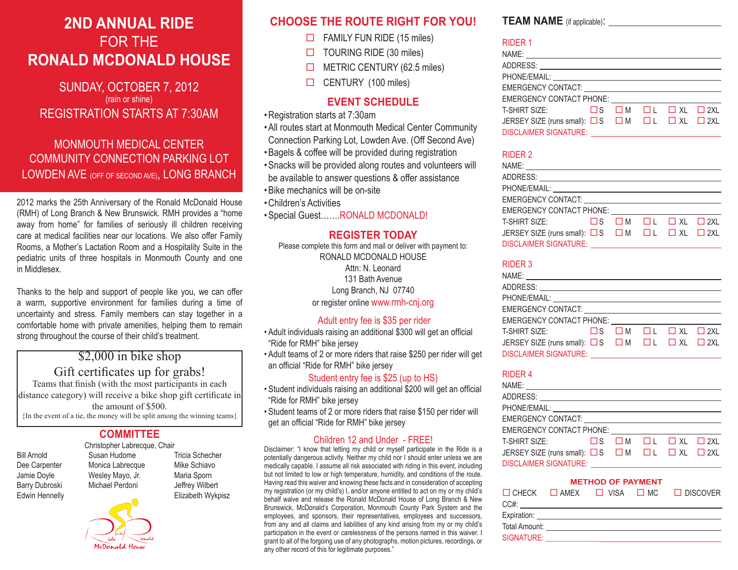# 2ND ANNUAL RIDE FOR THE RONALD MCDONALD HOUSE

SUNDAY, OCTOBER 7, 2012
(rain or shine)
REGISTRATION STARTS AT 7:30AM

MONMOUTH MEDICAL CENTER
COMMUNITY CONNECTION PARKING LOT
LOWDEN AVE (OFF OF SECOND AVE), LONG BRANCH

2012 marks the 25th Anniversary of the Ronald McDonald House (RMH) of Long Branch & New Brunswick. RMH provides a "home away from home" for families of seriously ill children receiving care at medical facilities near our locations. We also offer Family Rooms, a Mother's Lactation Room and a Hospitality Suite in the pediatric units of three hospitals in Monmouth County and one in Middlesex.

Thanks to the help and support of people like you, we can offer a warm, supportive environment for families during a time of uncertainty and stress. Family members can stay together in a comfortable home with private amenities, helping them to remain strong throughout the course of their child's treatment.

> $2,000 in bike shop
> Gift certificates up for grabs!
> Teams that finish (with the most participants in each distance category) will receive a bike shop gift certificate in the amount of $500.
> {In the event of a tie, the money will be split among the winning teams}

## COMMITTEE

Christopher Labrecque, Chair

| | | |
|---|---|---|
| Bill Arnold | Susan Hudome | Tricia Schecher |
| Dee Carpenter | Monica Labrecque | Mike Schiavo |
| Jamie Doyle | Wesley Mayo, Jr. | Maria Sporn |
| Barry Dubroski | Michael Perdoni | Jeffrey Wilbert |
| Edwin Hennelly | | Elizabeth Wykpisz |

Ride for the Ronald McDonald House

## CHOOSE THE ROUTE RIGHT FOR YOU!

- ☐ FAMILY FUN RIDE (15 miles)
- ☐ TOURING RIDE (30 miles)
- ☐ METRIC CENTURY (62.5 miles)
- ☐ CENTURY (100 miles)

## EVENT SCHEDULE

- Registration starts at 7:30am
- All routes start at Monmouth Medical Center Community Connection Parking Lot, Lowden Ave. (Off Second Ave)
- Bagels & coffee will be provided during registration
- Snacks will be provided along routes and volunteers will be available to answer questions & offer assistance
- Bike mechanics will be on-site
- Children's Activities
- Special Guest.......RONALD MCDONALD!

## REGISTER TODAY

Please complete this form and mail or deliver with payment to:
RONALD MCDONALD HOUSE
Attn: N. Leonard
131 Bath Avenue
Long Branch, NJ 07740
or register online www.rmh-cnj.org

### Adult entry fee is $35 per rider

- Adult individuals raising an additional $300 will get an official "Ride for RMH" bike jersey
- Adult teams of 2 or more riders that raise $250 per rider will get an official "Ride for RMH" bike jersey

### Student entry fee is $25 (up to HS)

- Student individuals raising an additional $200 will get an official "Ride for RMH" bike jersey
- Student teams of 2 or more riders that raise $150 per rider will get an official "Ride for RMH" bike jersey

### Children 12 and Under - FREE!

Disclaimer: "I know that letting my child or myself participate in the Ride is a potentially dangerous activity. Neither my child nor I should enter unless we are medically capable. I assume all risk associated with riding in this event, including but not limited to low or high temperature, humidity, and conditions of the route. Having read this waiver and knowing these facts and in consideration of accepting my registration (or my child's) I, and/or anyone entitled to act on my or my child's behalf waive and release the Ronald McDonald House of Long Branch & New Brunswick, McDonald's Corporation, Monmouth County Park System and the employees, and sponsors, their representatives, employees and successors, from any and all claims and liabilities of any kind arising from my or my child's participation in the event or carelessness of the persons named in this waiver. I grant to all of the forgoing use of any photographs, motion pictures, recordings, or any other record of this for legitimate purposes."

**TEAM NAME** (if applicable): ____________

### RIDER 1
NAME: ____________
ADDRESS: ____________
PHONE/EMAIL: ____________
EMERGENCY CONTACT: ____________
EMERGENCY CONTACT PHONE: ____________
T-SHIRT SIZE: ☐ S ☐ M ☐ L ☐ XL ☐ 2XL
JERSEY SIZE (runs small): ☐ S ☐ M ☐ L ☐ XL ☐ 2XL
DISCLAIMER SIGNATURE: ____________

### RIDER 2
NAME: ____________
ADDRESS: ____________
PHONE/EMAIL: ____________
EMERGENCY CONTACT: ____________
EMERGENCY CONTACT PHONE: ____________
T-SHIRT SIZE: ☐ S ☐ M ☐ L ☐ XL ☐ 2XL
JERSEY SIZE (runs small): ☐ S ☐ M ☐ L ☐ XL ☐ 2XL
DISCLAIMER SIGNATURE: ____________

### RIDER 3
NAME: ____________
ADDRESS: ____________
PHONE/EMAIL: ____________
EMERGENCY CONTACT: ____________
EMERGENCY CONTACT PHONE: ____________
T-SHIRT SIZE: ☐ S ☐ M ☐ L ☐ XL ☐ 2XL
JERSEY SIZE (runs small): ☐ S ☐ M ☐ L ☐ XL ☐ 2XL
DISCLAIMER SIGNATURE: ____________

### RIDER 4
NAME: ____________
ADDRESS: ____________
PHONE/EMAIL: ____________
EMERGENCY CONTACT: ____________
EMERGENCY CONTACT PHONE: ____________
T-SHIRT SIZE: ☐ S ☐ M ☐ L ☐ XL ☐ 2XL
JERSEY SIZE (runs small): ☐ S ☐ M ☐ L ☐ XL ☐ 2XL
DISCLAIMER SIGNATURE: ____________

### METHOD OF PAYMENT

☐ CHECK ☐ AMEX ☐ VISA ☐ MC ☐ DISCOVER

CC#: ____________
Expiration: ____________
Total Amount: ____________
SIGNATURE: ____________